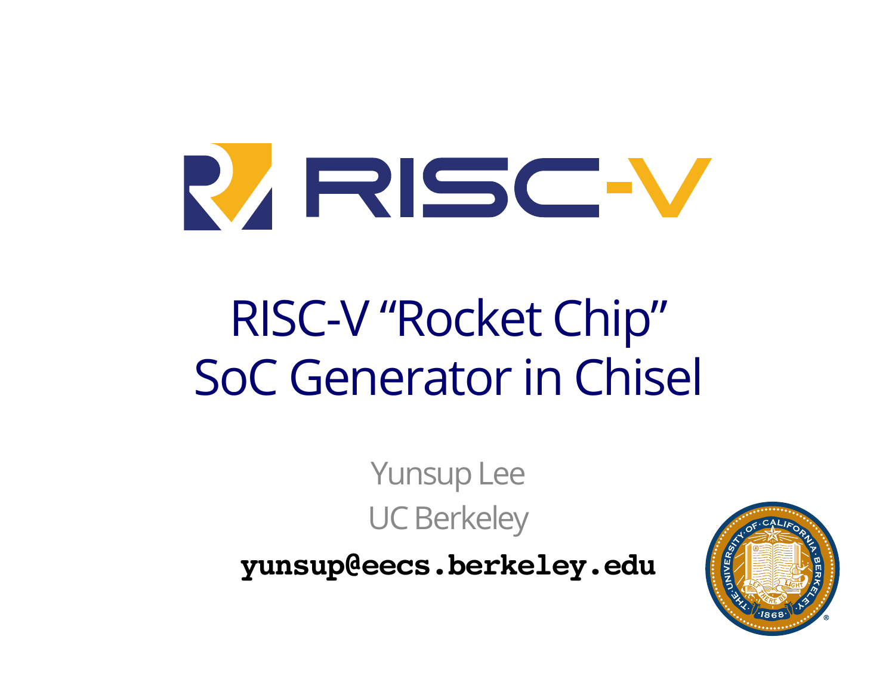# RISC-V "Rocket Chip" SoC Generator in Chisel

Yunsup Lee

UC Berkeley

**yunsup@eecs.berkeley.edu**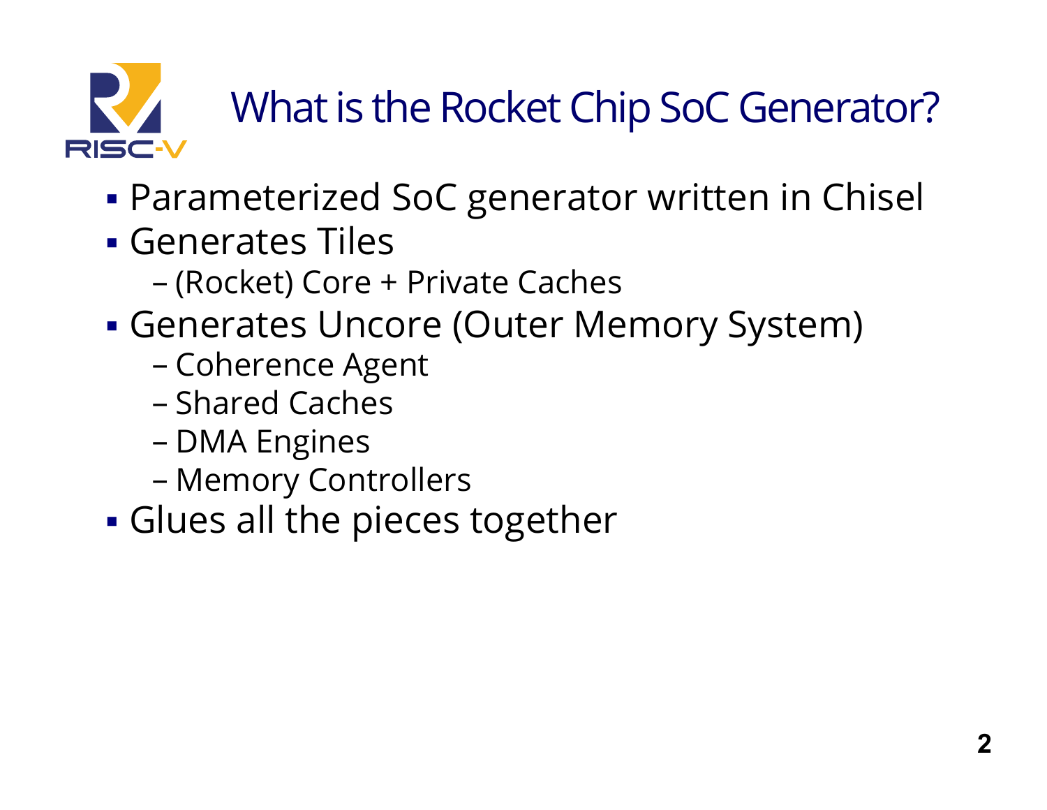# What is the Rocket Chip SoC Generator?

- Parameterized SoC generator written in Chisel
- Generates Tiles
  - (Rocket) Core + Private Caches
- Generates Uncore (Outer Memory System)
  - Coherence Agent
  - Shared Caches
  - DMA Engines
  - Memory Controllers
- Glues all the pieces together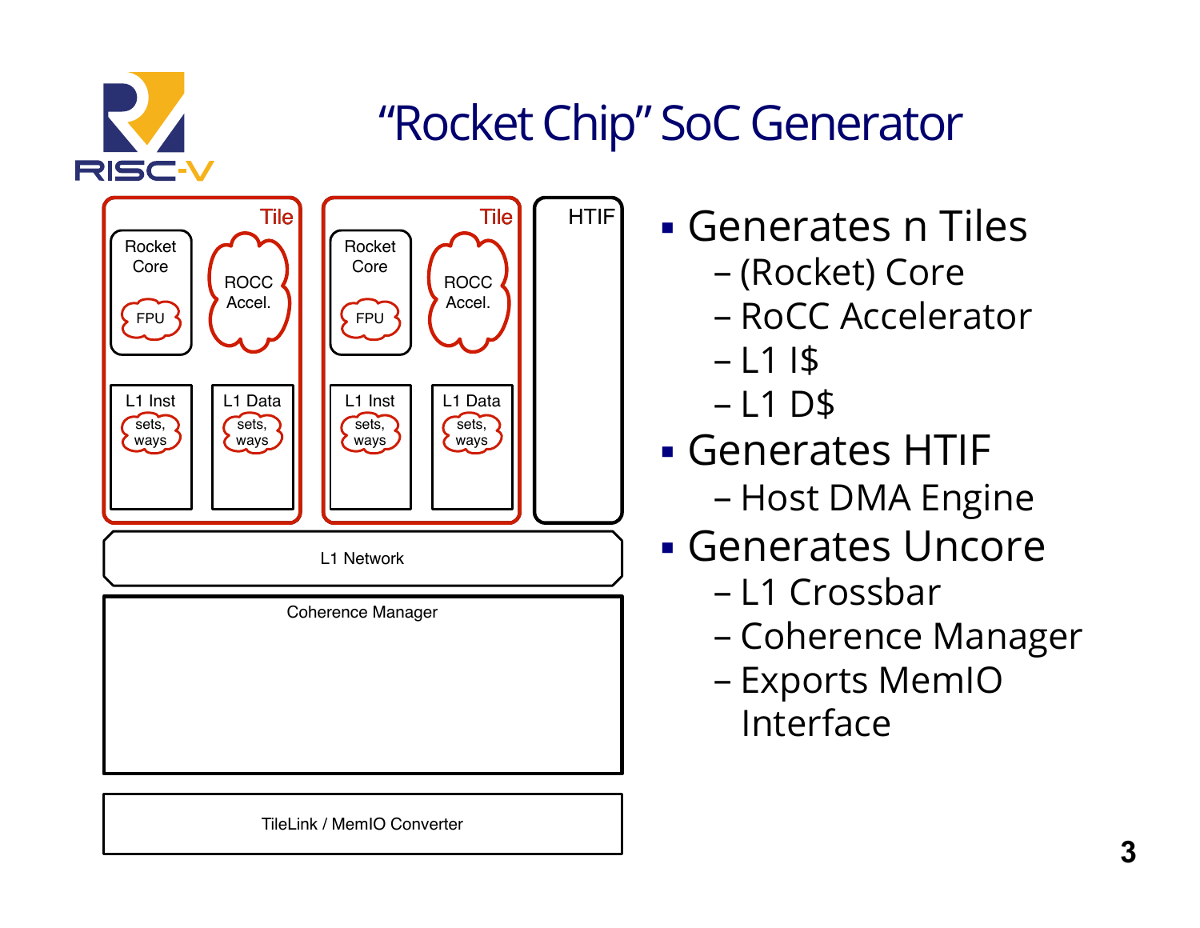# "Rocket Chip" SoC Generator

Tile: Rocket Core (FPU), ROCC Accel., L1 Inst (sets, ways), L1 Data (sets, ways)

Tile: Rocket Core (FPU), ROCC Accel., L1 Inst (sets, ways), L1 Data (sets, ways)

HTIF

L1 Network

Coherence Manager

TileLink / MemIO Converter

- Generates n Tiles
  - (Rocket) Core
  - RoCC Accelerator
  - L1 I$
  - L1 D$
- Generates HTIF
  - Host DMA Engine
- Generates Uncore
  - L1 Crossbar
  - Coherence Manager
  - Exports MemIO Interface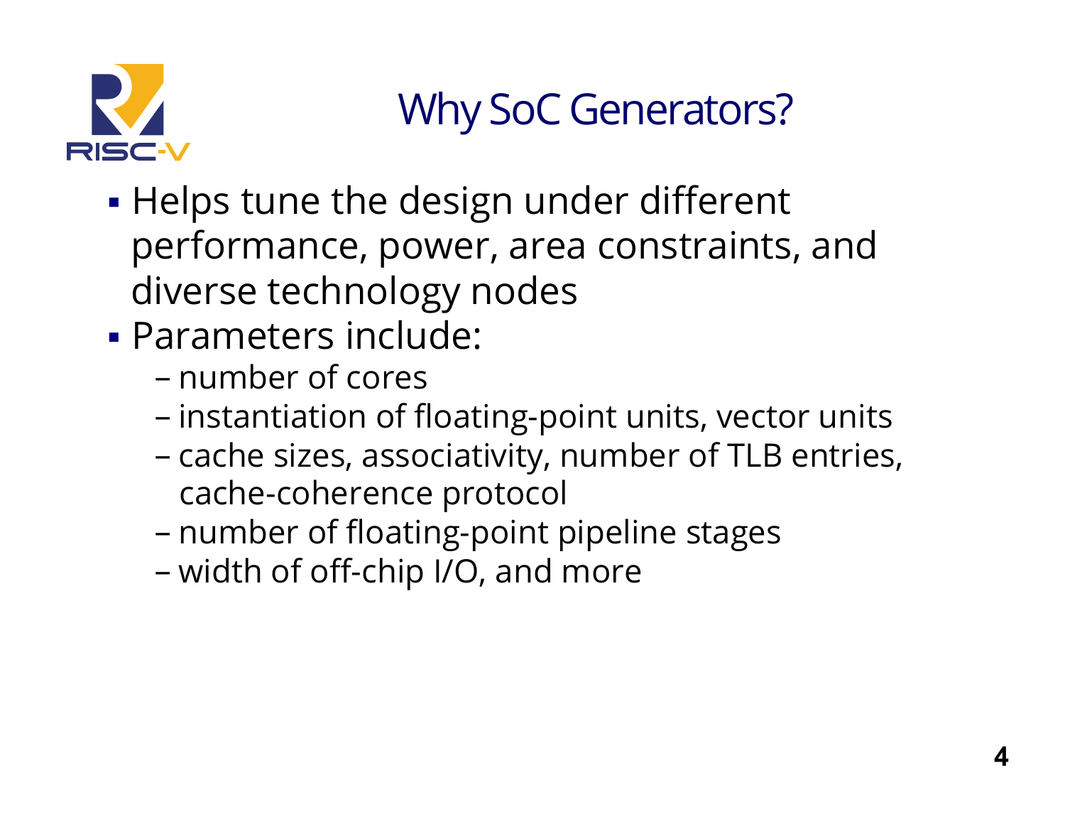# Why SoC Generators?

- Helps tune the design under different performance, power, area constraints, and diverse technology nodes
- Parameters include:
  - number of cores
  - instantiation of floating-point units, vector units
  - cache sizes, associativity, number of TLB entries, cache-coherence protocol
  - number of floating-point pipeline stages
  - width of off-chip I/O, and more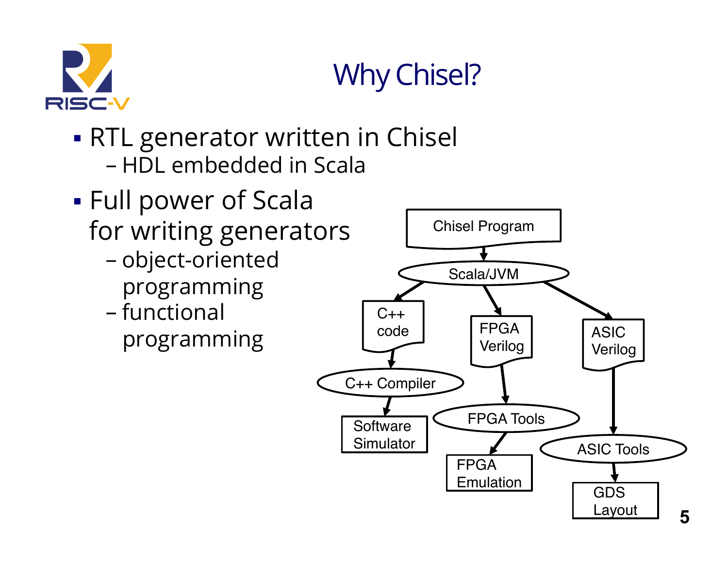# Why Chisel?

- RTL generator written in Chisel
  - HDL embedded in Scala
- Full power of Scala for writing generators
  - object-oriented programming
  - functional programming

Chisel Program → Scala/JVM

Scala/JVM → C++ code → C++ Compiler → Software Simulator

Scala/JVM → FPGA Verilog → FPGA Tools → FPGA Emulation

Scala/JVM → ASIC Verilog → ASIC Tools → GDS Layout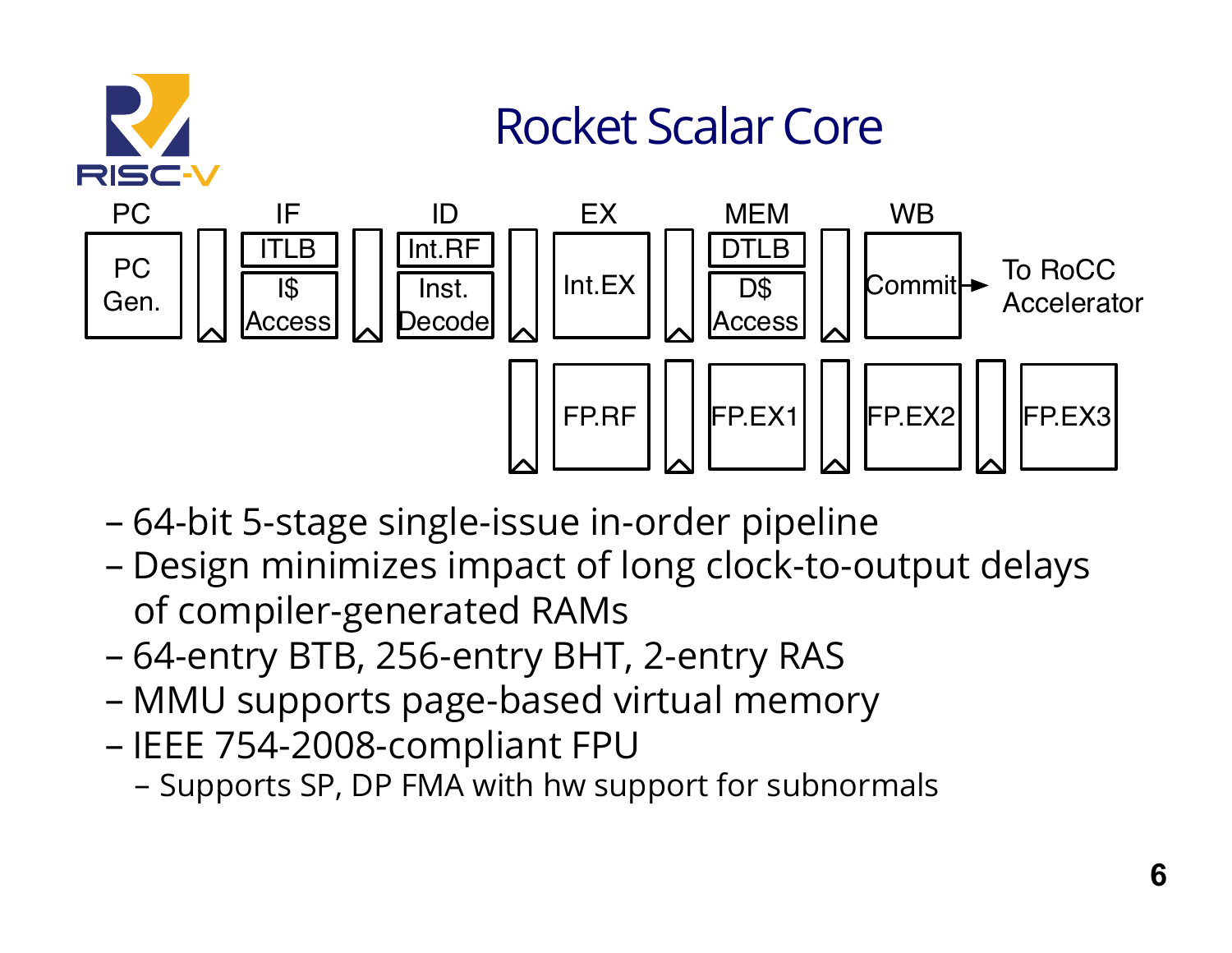# Rocket Scalar Core

| PC | IF | ID | EX | MEM | WB | |
|---|---|---|---|---|---|---|
| PC Gen. | ITLB / I$ Access | Int.RF / Inst. Decode | Int.EX | DTLB / D$ Access | Commit → To RoCC Accelerator | |
| | | | FP.RF | FP.EX1 | FP.EX2 | FP.EX3 |

- 64-bit 5-stage single-issue in-order pipeline
- Design minimizes impact of long clock-to-output delays of compiler-generated RAMs
- 64-entry BTB, 256-entry BHT, 2-entry RAS
- MMU supports page-based virtual memory
- IEEE 754-2008-compliant FPU
  - Supports SP, DP FMA with hw support for subnormals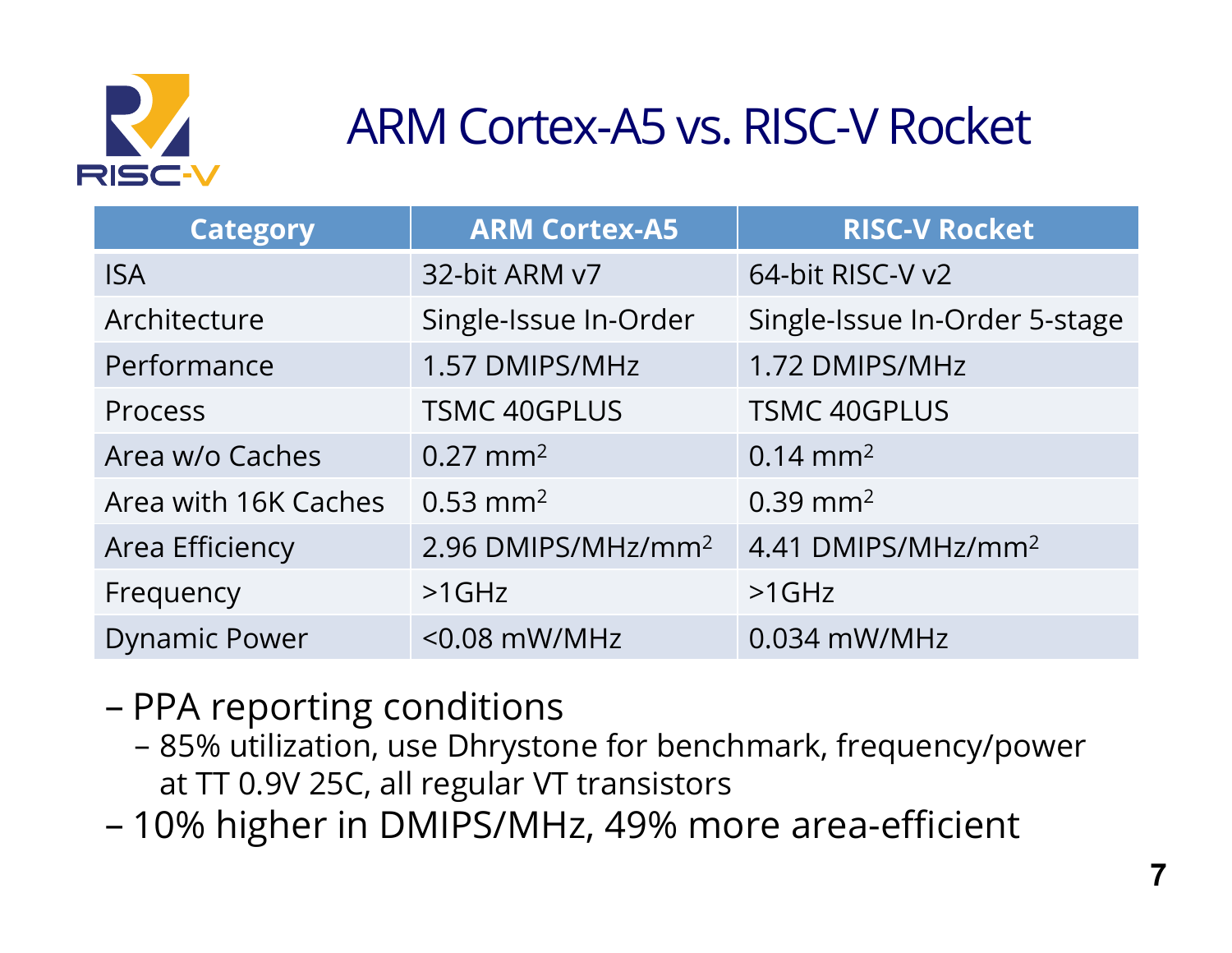# ARM Cortex-A5 vs. RISC-V Rocket

| Category | ARM Cortex-A5 | RISC-V Rocket |
| --- | --- | --- |
| ISA | 32-bit ARM v7 | 64-bit RISC-V v2 |
| Architecture | Single-Issue In-Order | Single-Issue In-Order 5-stage |
| Performance | 1.57 DMIPS/MHz | 1.72 DMIPS/MHz |
| Process | TSMC 40GPLUS | TSMC 40GPLUS |
| Area w/o Caches | 0.27 $mm^2$ | 0.14 $mm^2$ |
| Area with 16K Caches | 0.53 $mm^2$ | 0.39 $mm^2$ |
| Area Efficiency | 2.96 DMIPS/MHz/$mm^2$ | 4.41 DMIPS/MHz/$mm^2$ |
| Frequency | >1GHz | >1GHz |
| Dynamic Power | <0.08 mW/MHz | 0.034 mW/MHz |

- PPA reporting conditions
  - 85% utilization, use Dhrystone for benchmark, frequency/power at TT 0.9V 25C, all regular VT transistors
- 10% higher in DMIPS/MHz, 49% more area-efficient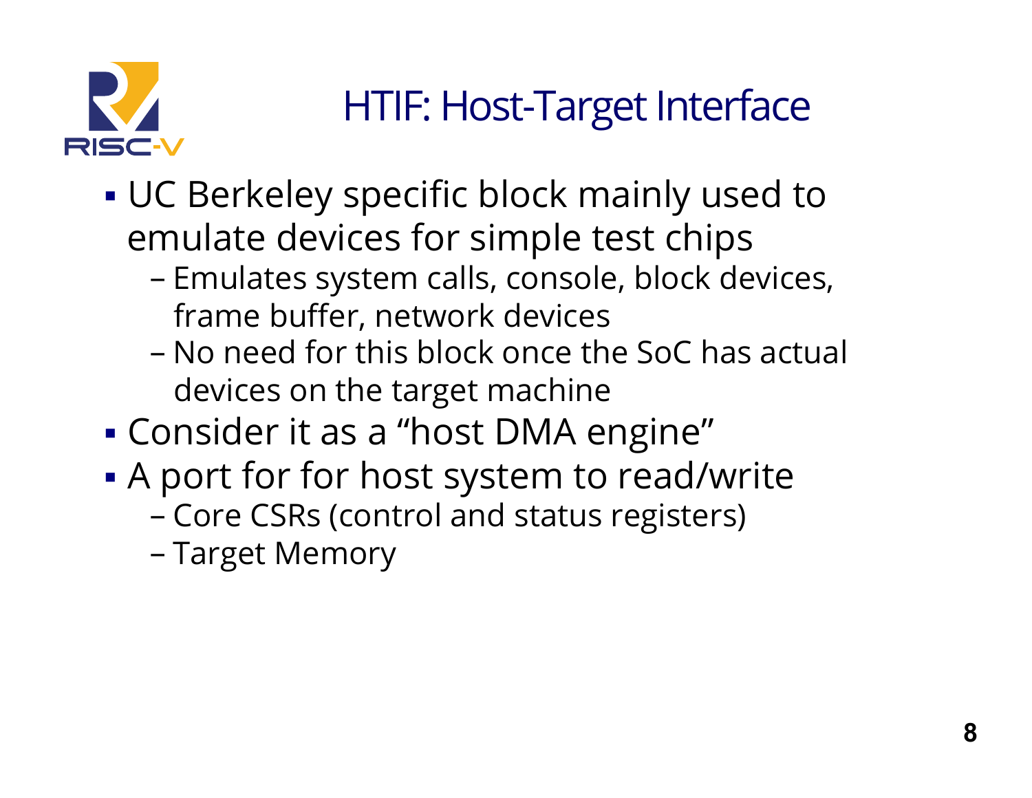# HTIF: Host-Target Interface

- UC Berkeley specific block mainly used to emulate devices for simple test chips
  - Emulates system calls, console, block devices, frame buffer, network devices
  - No need for this block once the SoC has actual devices on the target machine
- Consider it as a "host DMA engine"
- A port for for host system to read/write
  - Core CSRs (control and status registers)
  - Target Memory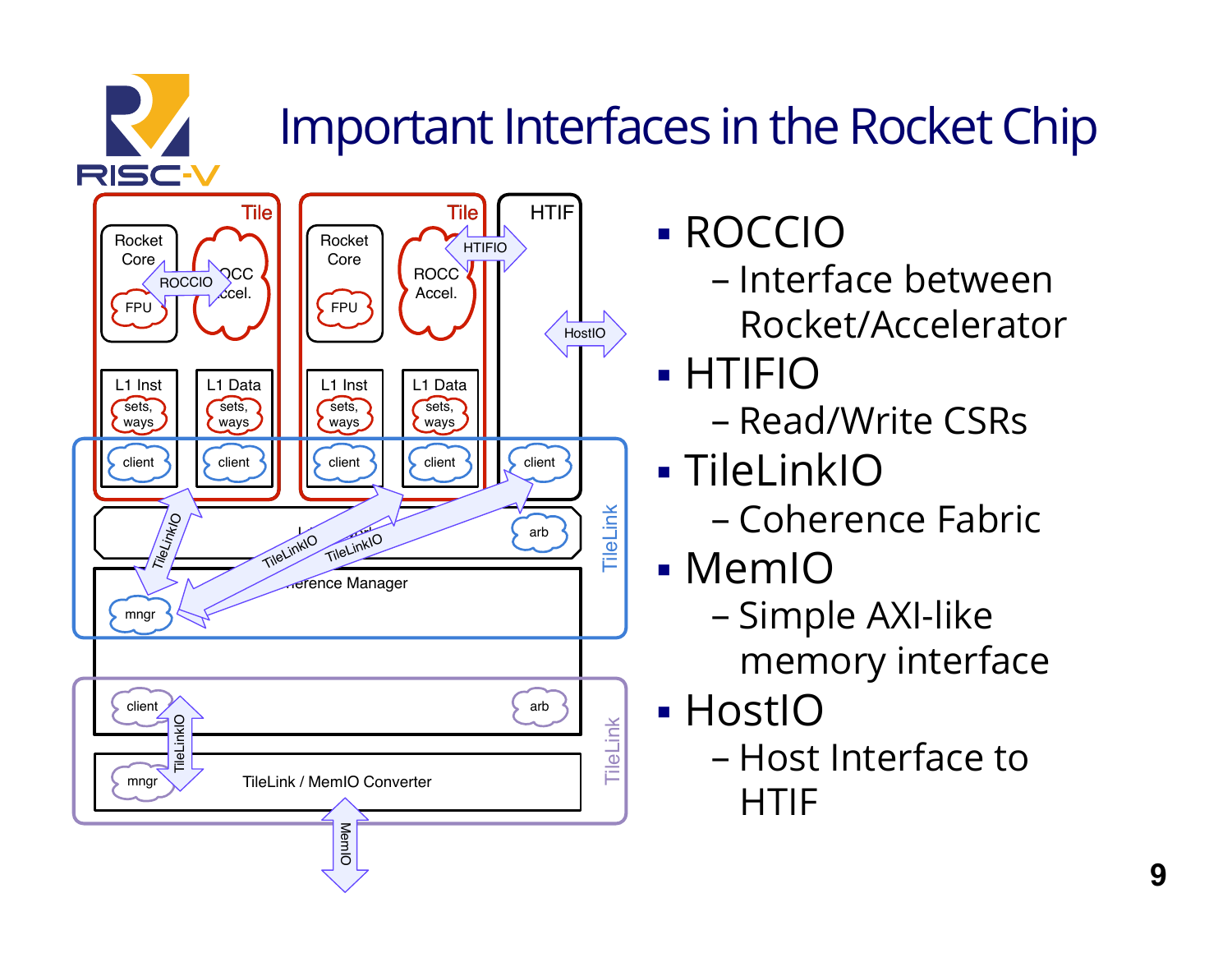# Important Interfaces in the Rocket Chip

- ROCCIO
  - Interface between Rocket/Accelerator
- HTIFIO
  - Read/Write CSRs
- TileLinkIO
  - Coherence Fabric
- MemIO
  - Simple AXI-like memory interface
- HostIO
  - Host Interface to HTIF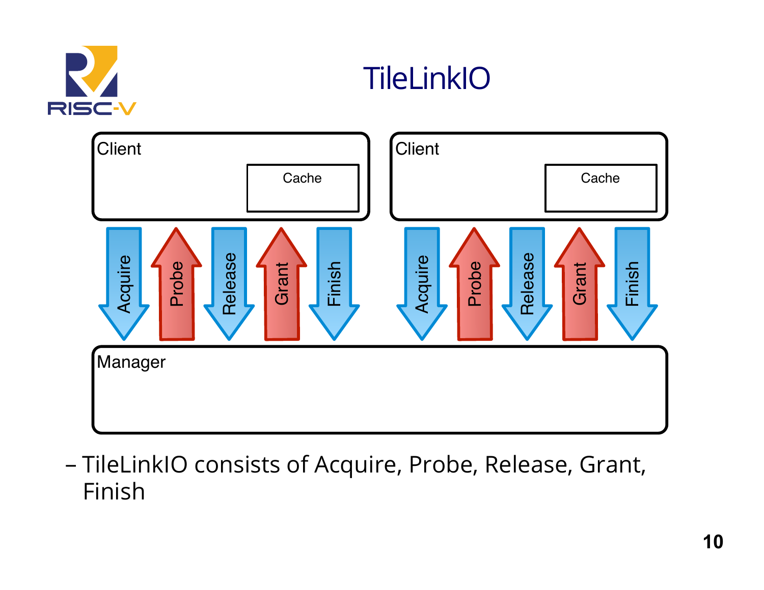# TileLinkIO

Client | Cache

Client | Cache

Acquire ↓ | Probe ↑ | Release ↓ | Grant ↑ | Finish ↓

Acquire ↓ | Probe ↑ | Release ↓ | Grant ↑ | Finish ↓

Manager

- TileLinkIO consists of Acquire, Probe, Release, Grant, Finish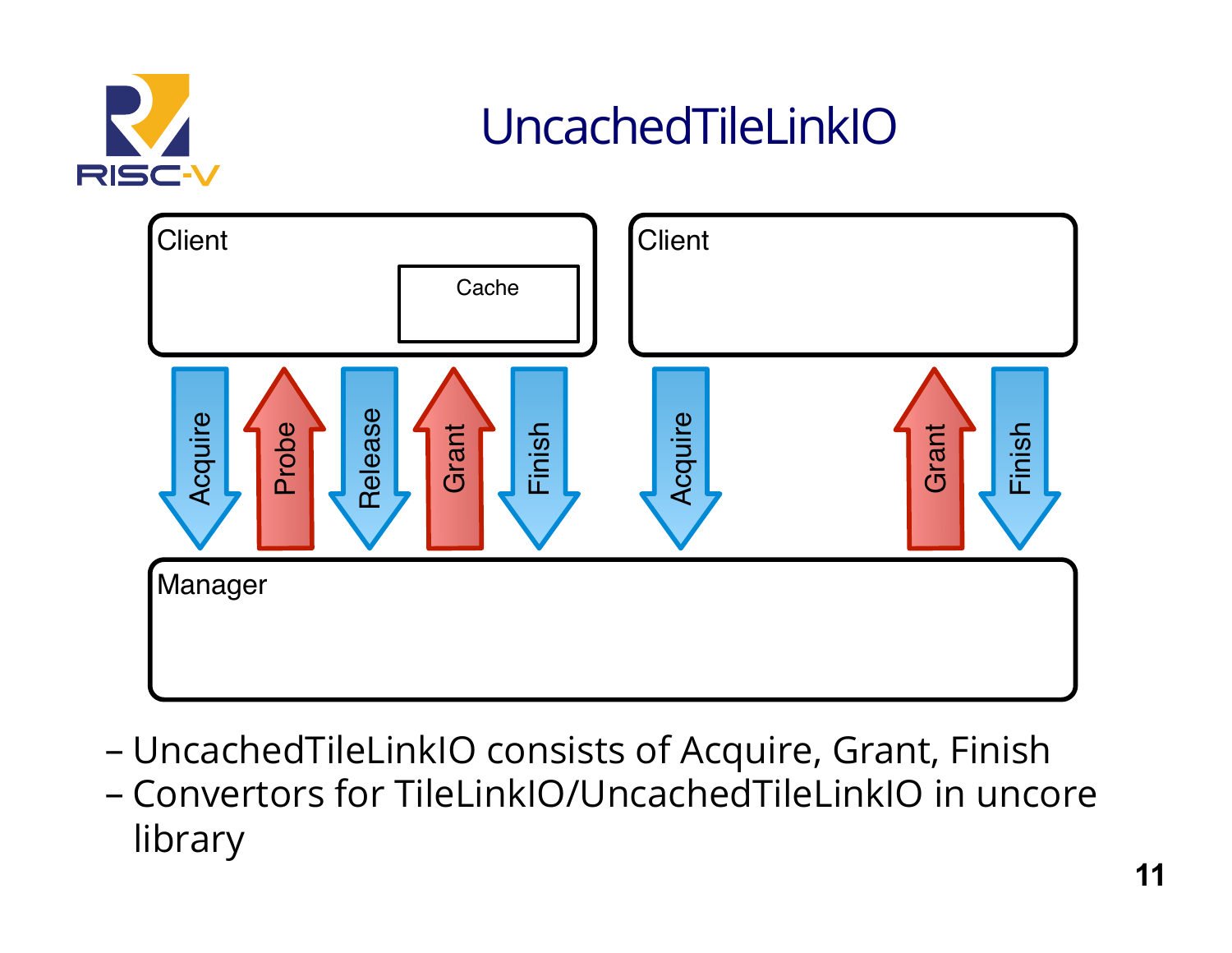# UncachedTileLinkIO

Client

Cache

Client

Acquire Probe Release Grant Finish

Acquire Grant Finish

Manager

- UncachedTileLinkIO consists of Acquire, Grant, Finish
- Convertors for TileLinkIO/UncachedTileLinkIO in uncore library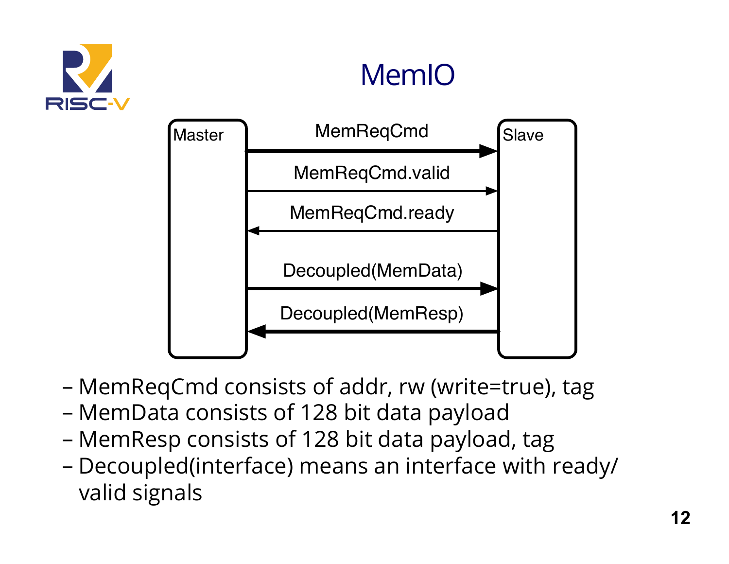# MemIO

Master → Slave: MemReqCmd

Master → Slave: MemReqCmd.valid

Slave → Master: MemReqCmd.ready

Master → Slave: Decoupled(MemData)

Slave → Master: Decoupled(MemResp)

- MemReqCmd consists of addr, rw (write=true), tag
- MemData consists of 128 bit data payload
- MemResp consists of 128 bit data payload, tag
- Decoupled(interface) means an interface with ready/valid signals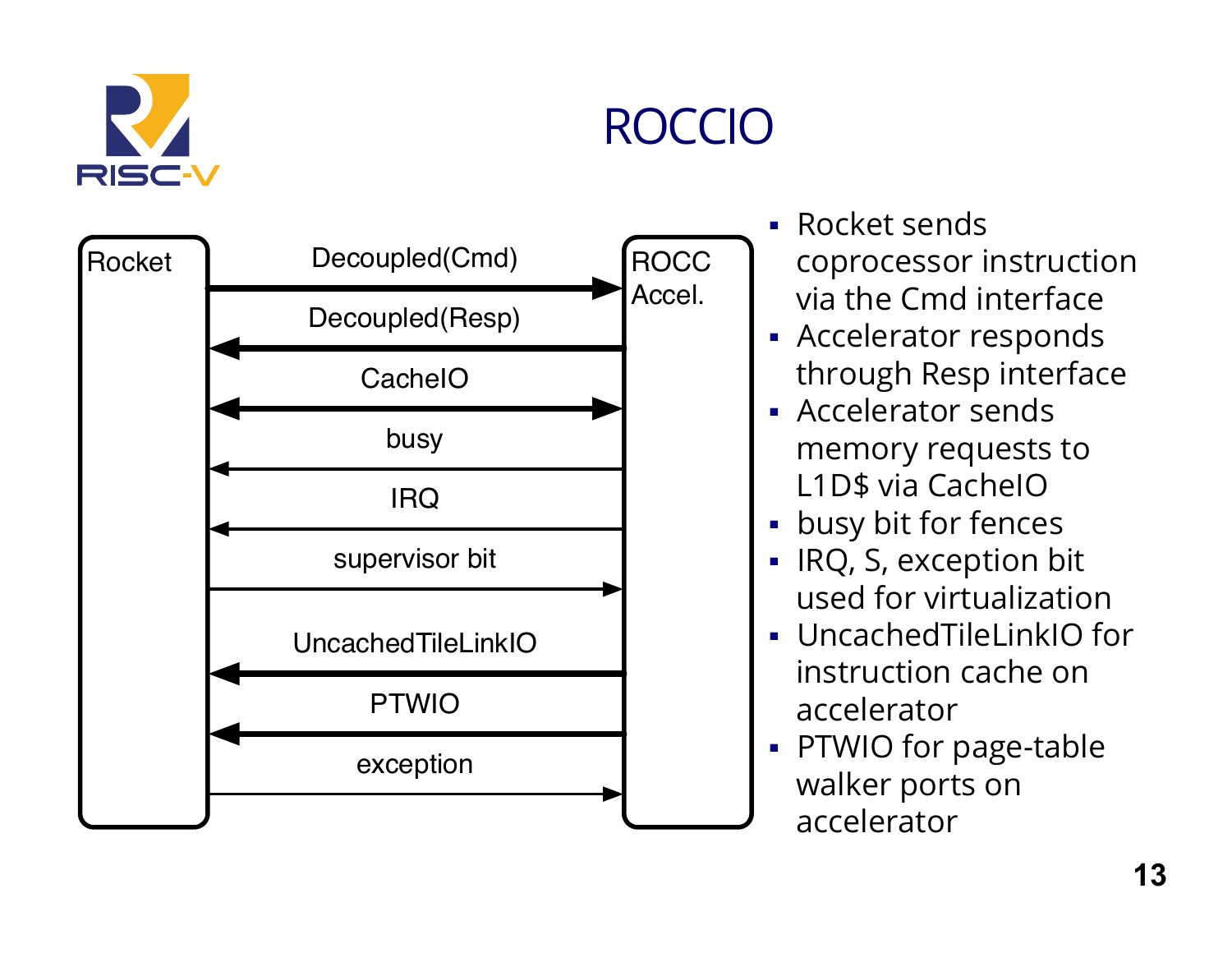# ROCCIO

Rocket

ROCC Accel.

Decoupled(Cmd)

Decoupled(Resp)

CacheIO

busy

IRQ

supervisor bit

UncachedTileLinkIO

PTWIO

exception

- Rocket sends coprocessor instruction via the Cmd interface
- Accelerator responds through Resp interface
- Accelerator sends memory requests to L1D$ via CacheIO
- busy bit for fences
- IRQ, S, exception bit used for virtualization
- UncachedTileLinkIO for instruction cache on accelerator
- PTWIO for page-table walker ports on accelerator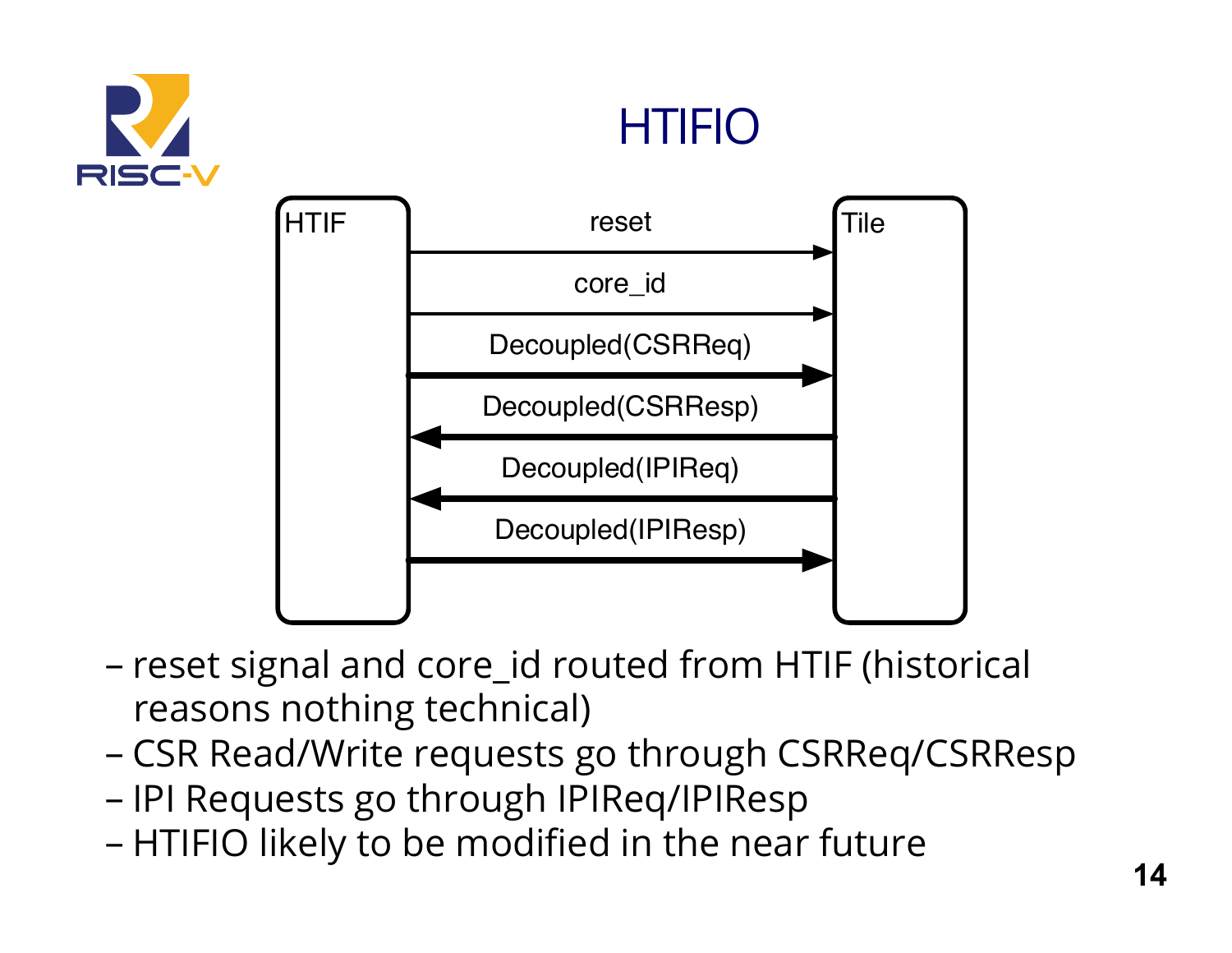# HTIFIO

HTIF | Tile

- reset (HTIF → Tile)
- core_id (HTIF → Tile)
- Decoupled(CSRReq) (HTIF → Tile)
- Decoupled(CSRResp) (Tile → HTIF)
- Decoupled(IPIReq) (Tile → HTIF)
- Decoupled(IPIResp) (HTIF → Tile)

– reset signal and core_id routed from HTIF (historical reasons nothing technical)

– CSR Read/Write requests go through CSRReq/CSRResp

– IPI Requests go through IPIReq/IPIResp

– HTIFIO likely to be modified in the near future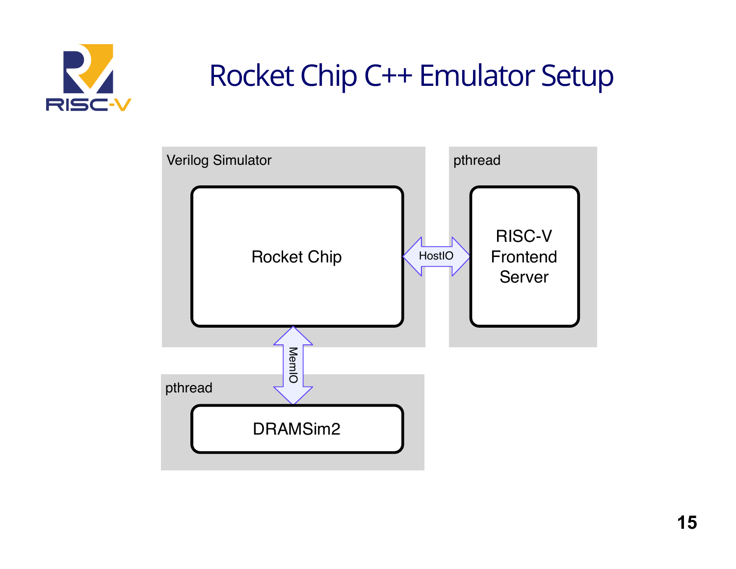# Rocket Chip C++ Emulator Setup

Verilog Simulator

Rocket Chip

HostIO

pthread

RISC-V Frontend Server

MemIO

pthread

DRAMSim2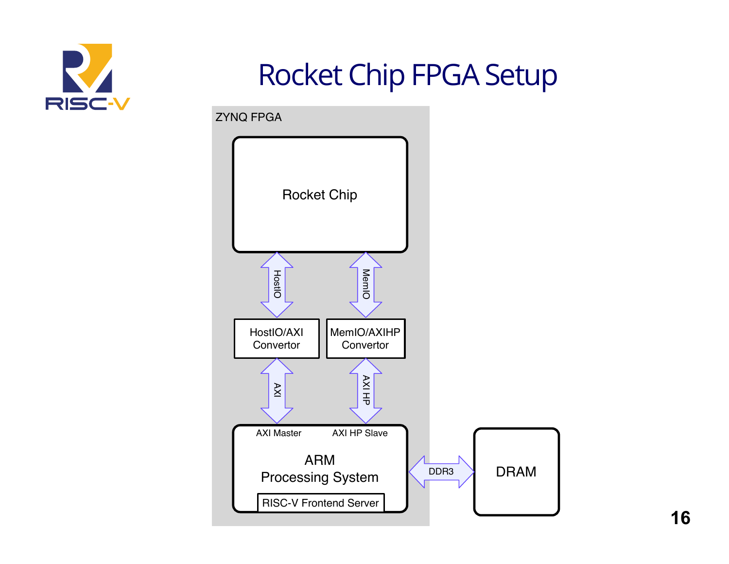# Rocket Chip FPGA Setup

ZYNQ FPGA

Rocket Chip

HostIO

MemIO

HostIO/AXI Convertor

MemIO/AXIHP Convertor

AXI

AXI HP

AXI Master

AXI HP Slave

ARM Processing System

RISC-V Frontend Server

DDR3

DRAM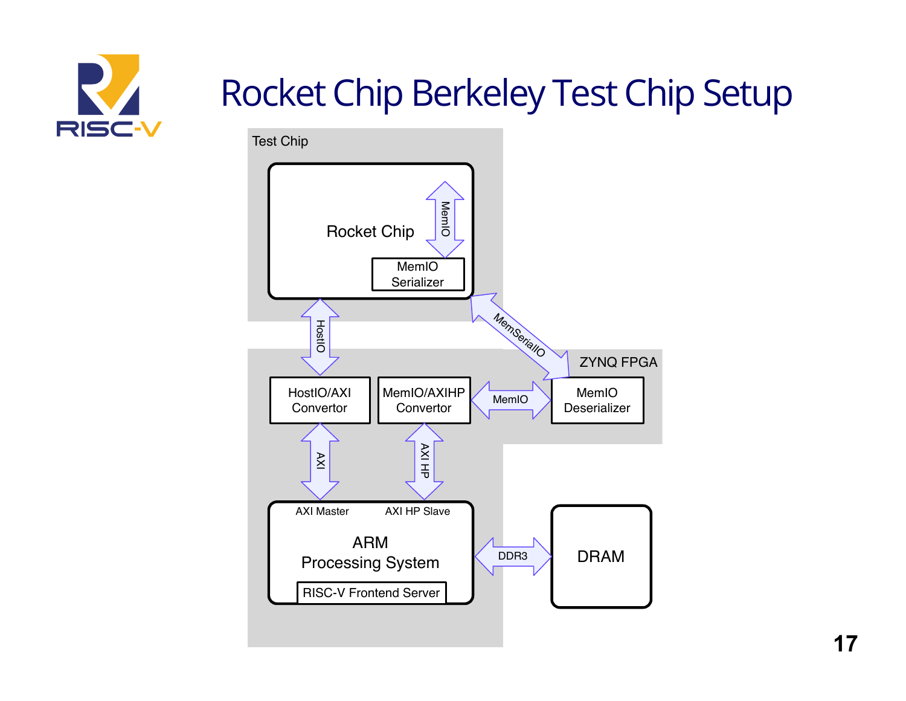# Rocket Chip Berkeley Test Chip Setup

Test Chip

Rocket Chip

MemIO

MemIO Serializer

HostIO

MemSerialIO

ZYNQ FPGA

HostIO/AXI Convertor

MemIO/AXIHP Convertor

MemIO

MemIO Deserializer

AXI

AXI HP

AXI Master

AXI HP Slave

ARM Processing System

RISC-V Frontend Server

DDR3

DRAM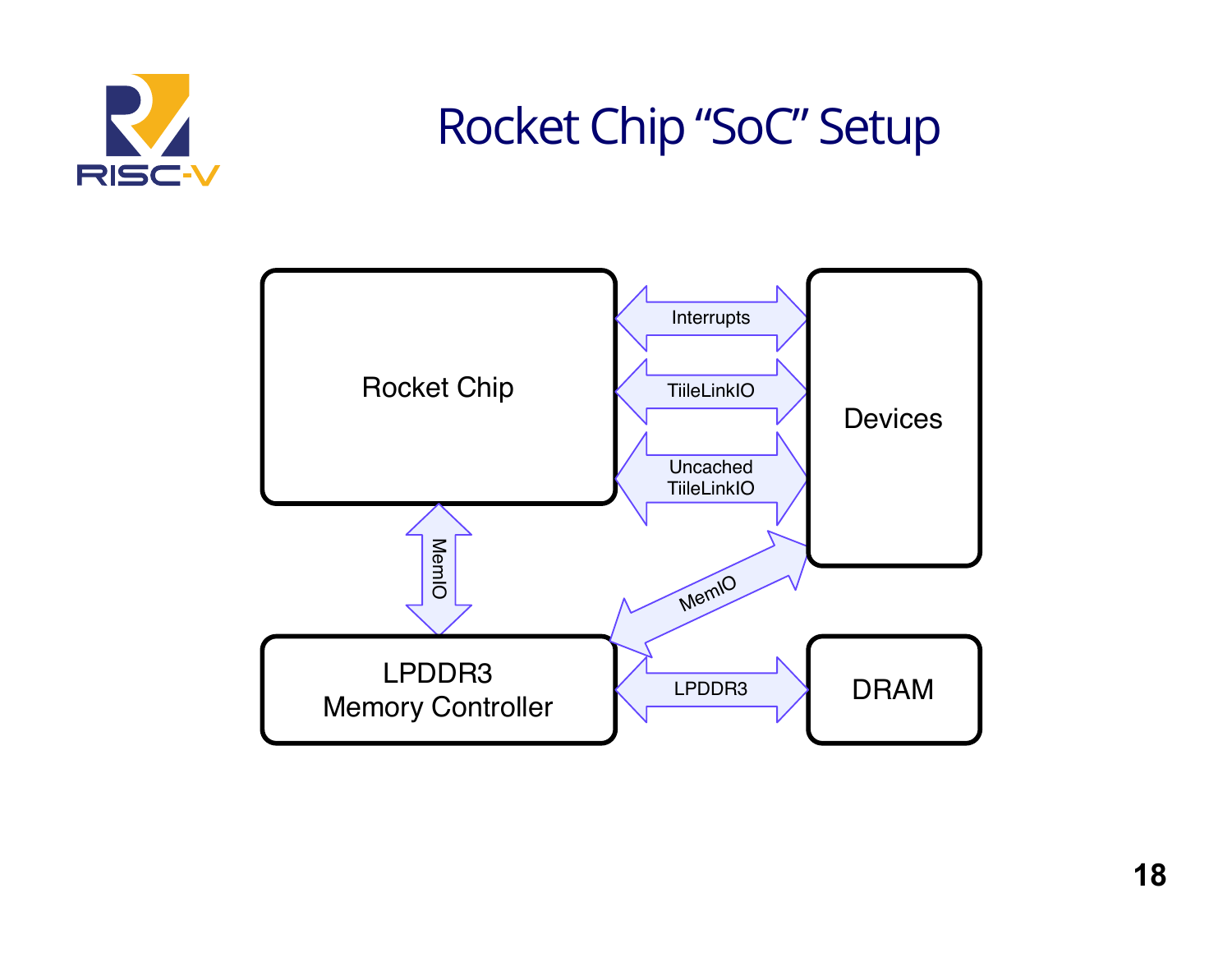# Rocket Chip "SoC" Setup

Rocket Chip

Devices

Interrupts

TiileLinkIO

Uncached TiileLinkIO

MemIO

MemIO

LPDDR3 Memory Controller

LPDDR3

DRAM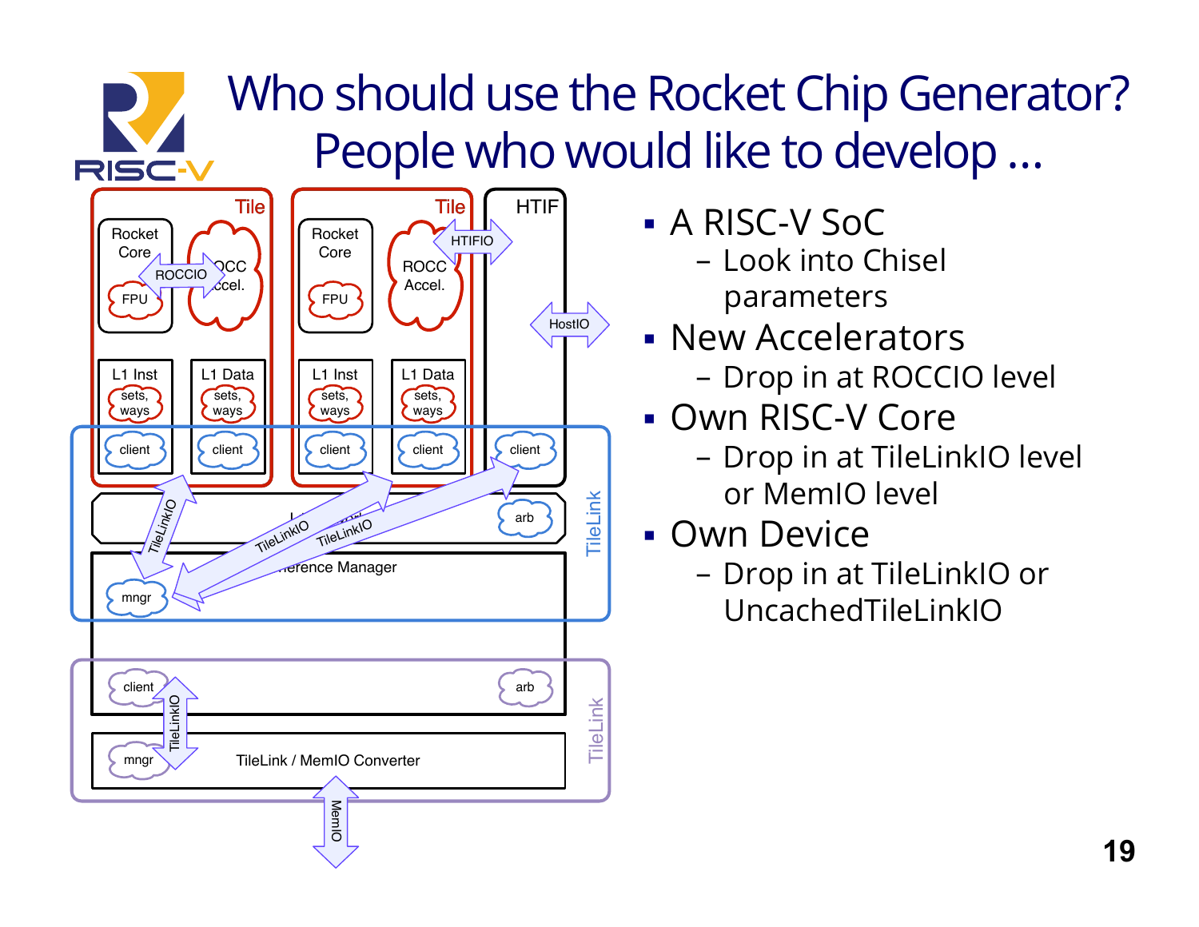# Who should use the Rocket Chip Generator? People who would like to develop ...

- A RISC-V SoC
  - Look into Chisel parameters
- New Accelerators
  - Drop in at ROCCIO level
- Own RISC-V Core
  - Drop in at TileLinkIO level or MemIO level
- Own Device
  - Drop in at TileLinkIO or UncachedTileLinkIO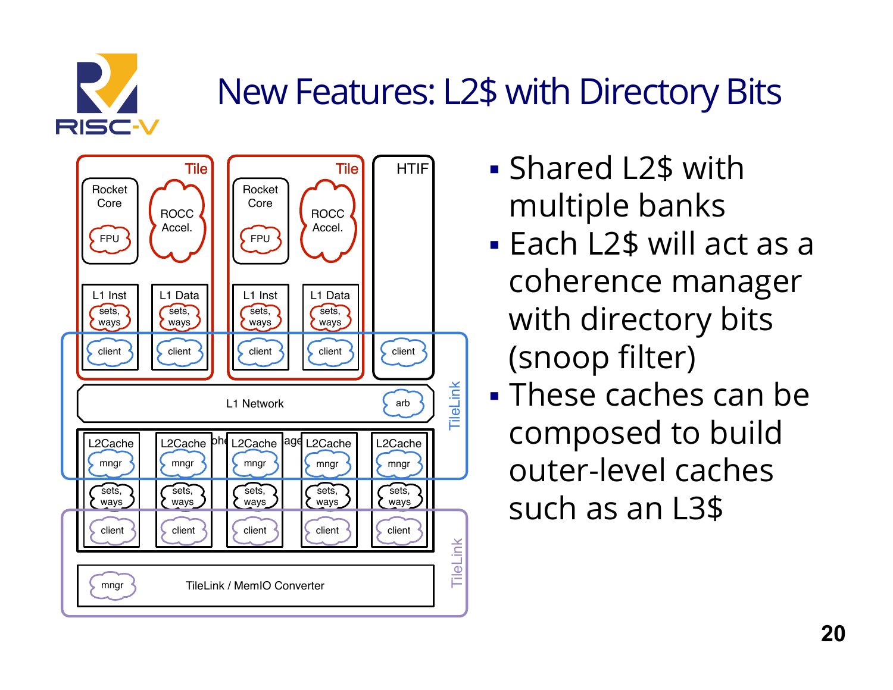# New Features: L2$ with Directory Bits

- Shared L2$ with multiple banks
- Each L2$ will act as a coherence manager with directory bits (snoop filter)
- These caches can be composed to build outer-level caches such as an L3$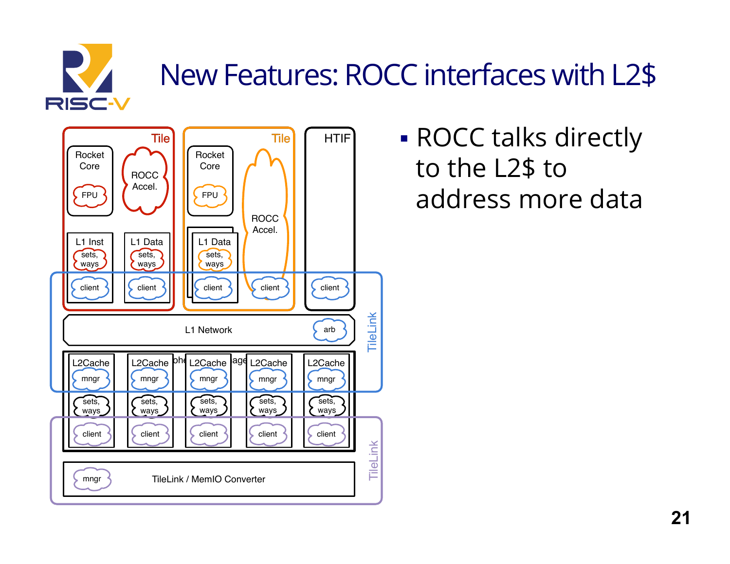# New Features: ROCC interfaces with L2$

- ROCC talks directly to the L2$ to address more data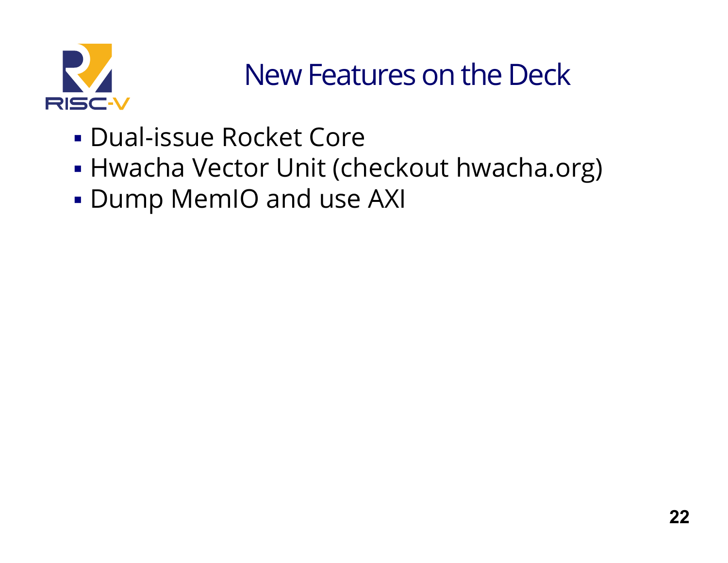# New Features on the Deck

- Dual-issue Rocket Core
- Hwacha Vector Unit (checkout hwacha.org)
- Dump MemIO and use AXI